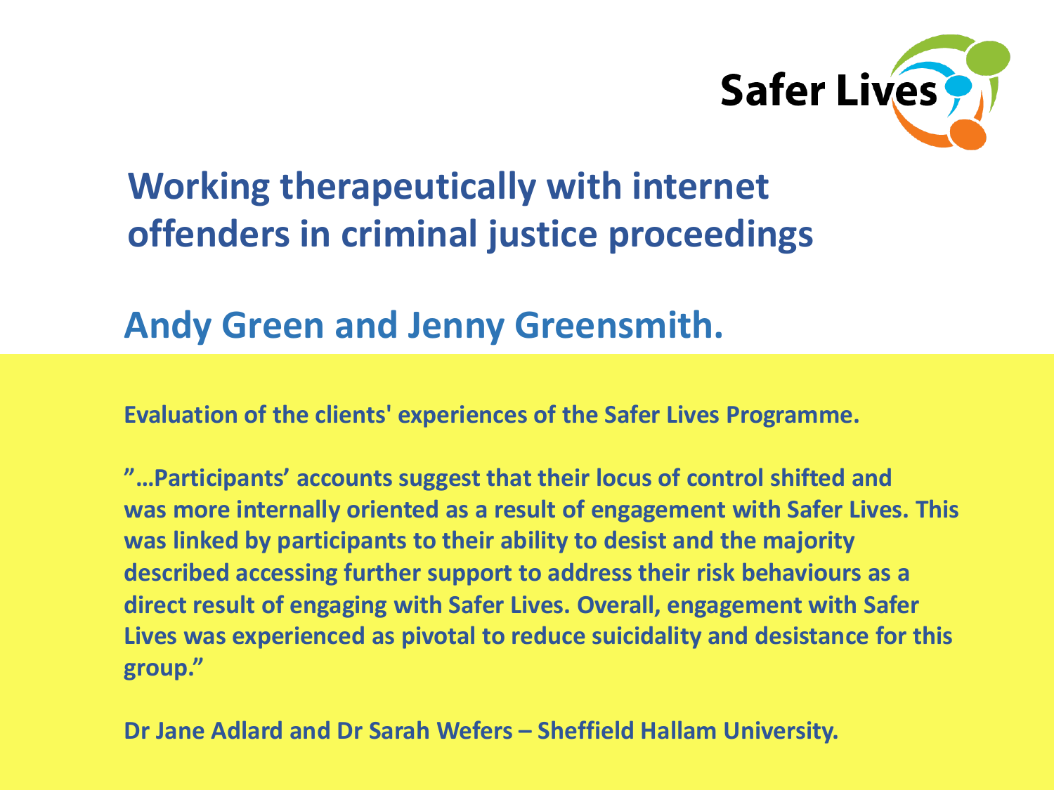Safer Lives

# Working therapeutically with internet offenders in criminal justice proceedings

## Andy Green and Jenny Greensmith.

**Evaluation of the clients' experiences of the Safer Lives Programme.**

**"…Participants' accounts suggest that their locus of control shifted and was more internally oriented as a result of engagement with Safer Lives. This was linked by participants to their ability to desist and the majority described accessing further support to address their risk behaviours as a direct result of engaging with Safer Lives. Overall, engagement with Safer Lives was experienced as pivotal to reduce suicidality and desistance for this group."**

**Dr Jane Adlard and Dr Sarah Wefers – Sheffield Hallam University.**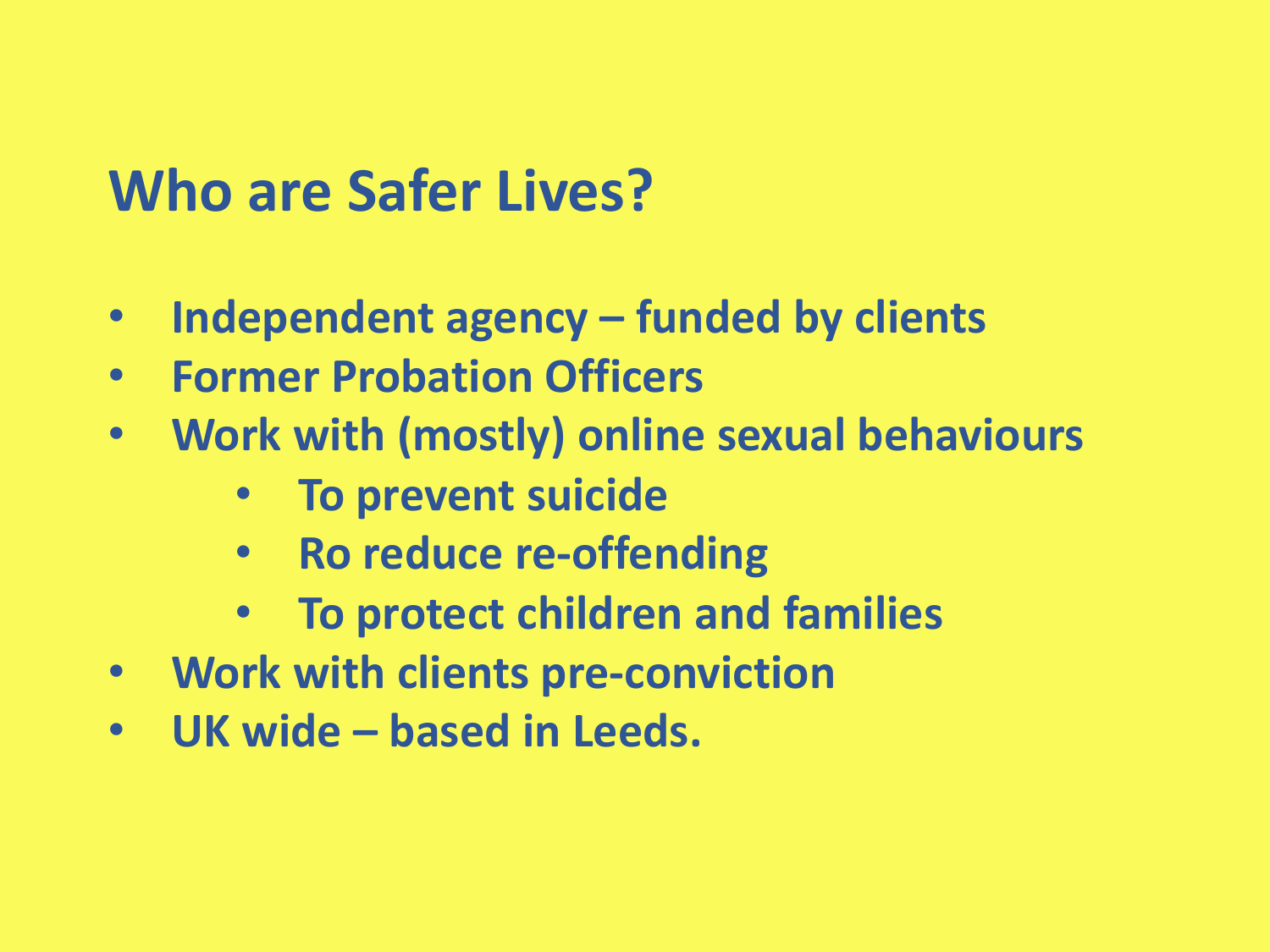# Who are Safer Lives?

- Independent agency – funded by clients
- Former Probation Officers
- Work with (mostly) online sexual behaviours
  - To prevent suicide
  - Ro reduce re-offending
  - To protect children and families
- Work with clients pre-conviction
- UK wide – based in Leeds.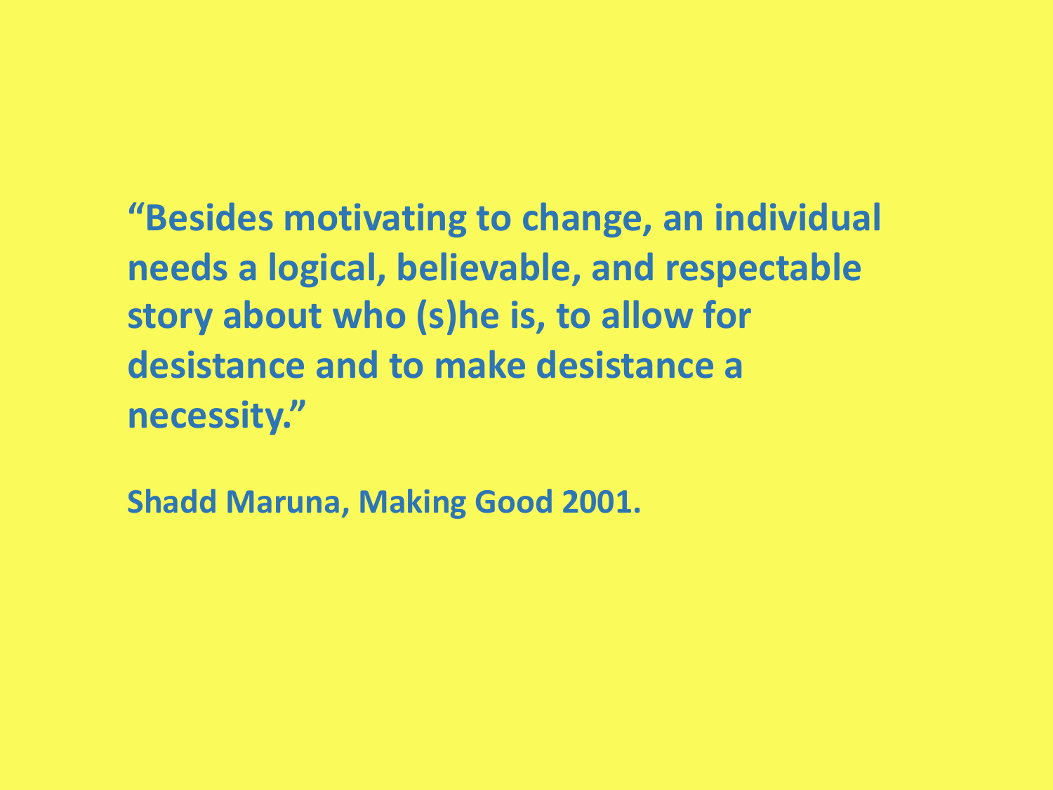**“Besides motivating to change, an individual needs a logical, believable, and respectable story about who (s)he is, to allow for desistance and to make desistance a necessity.”**

**Shadd Maruna, Making Good 2001.**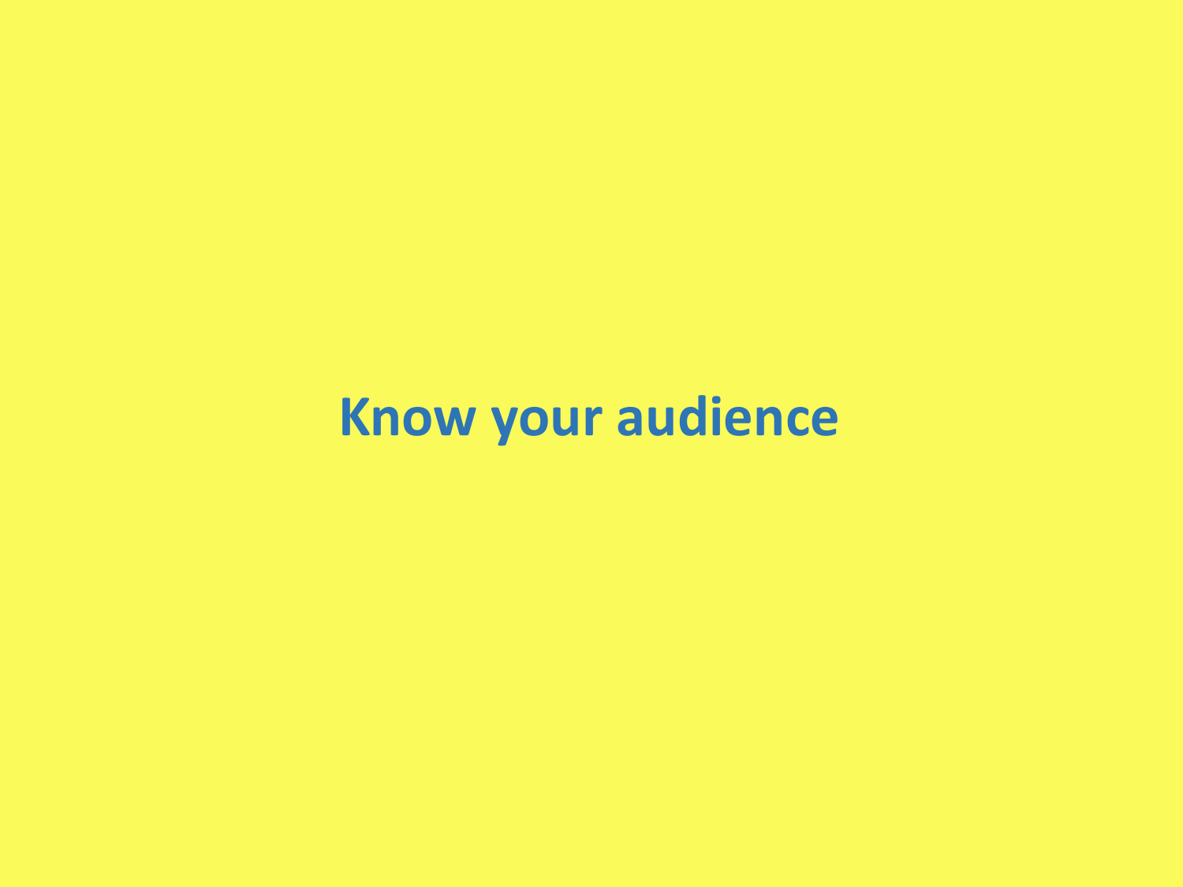**Know your audience**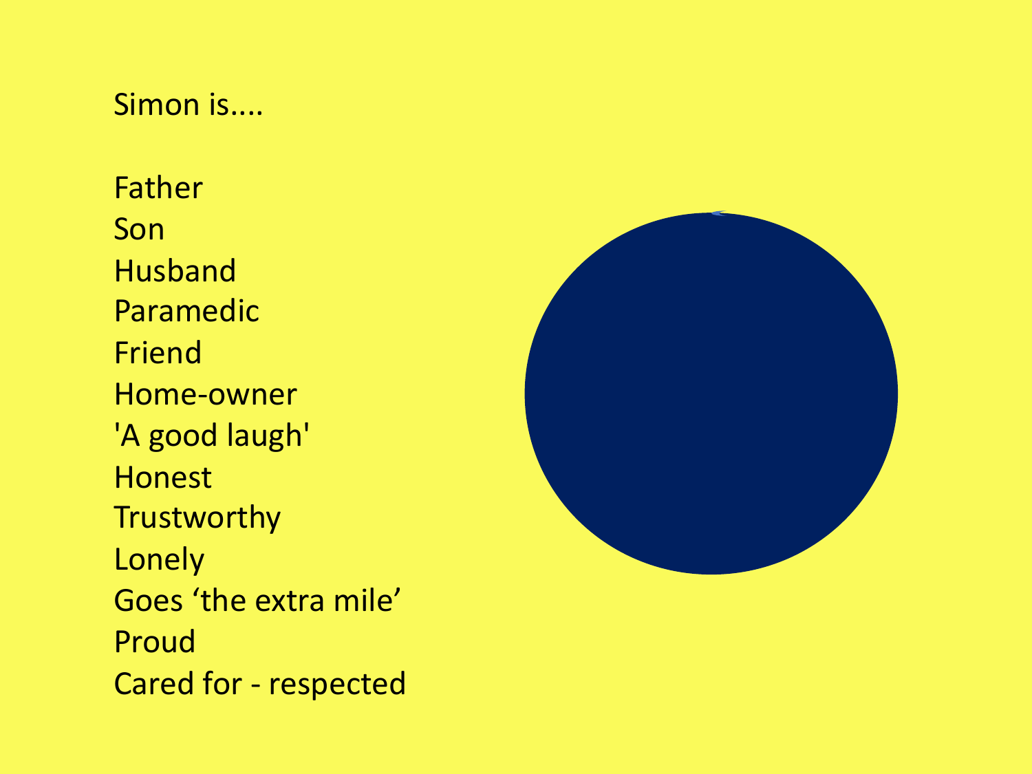Simon is....

Father
Son
Husband
Paramedic
Friend
Home-owner
'A good laugh'
Honest
Trustworthy
Lonely
Goes 'the extra mile'
Proud
Cared for - respected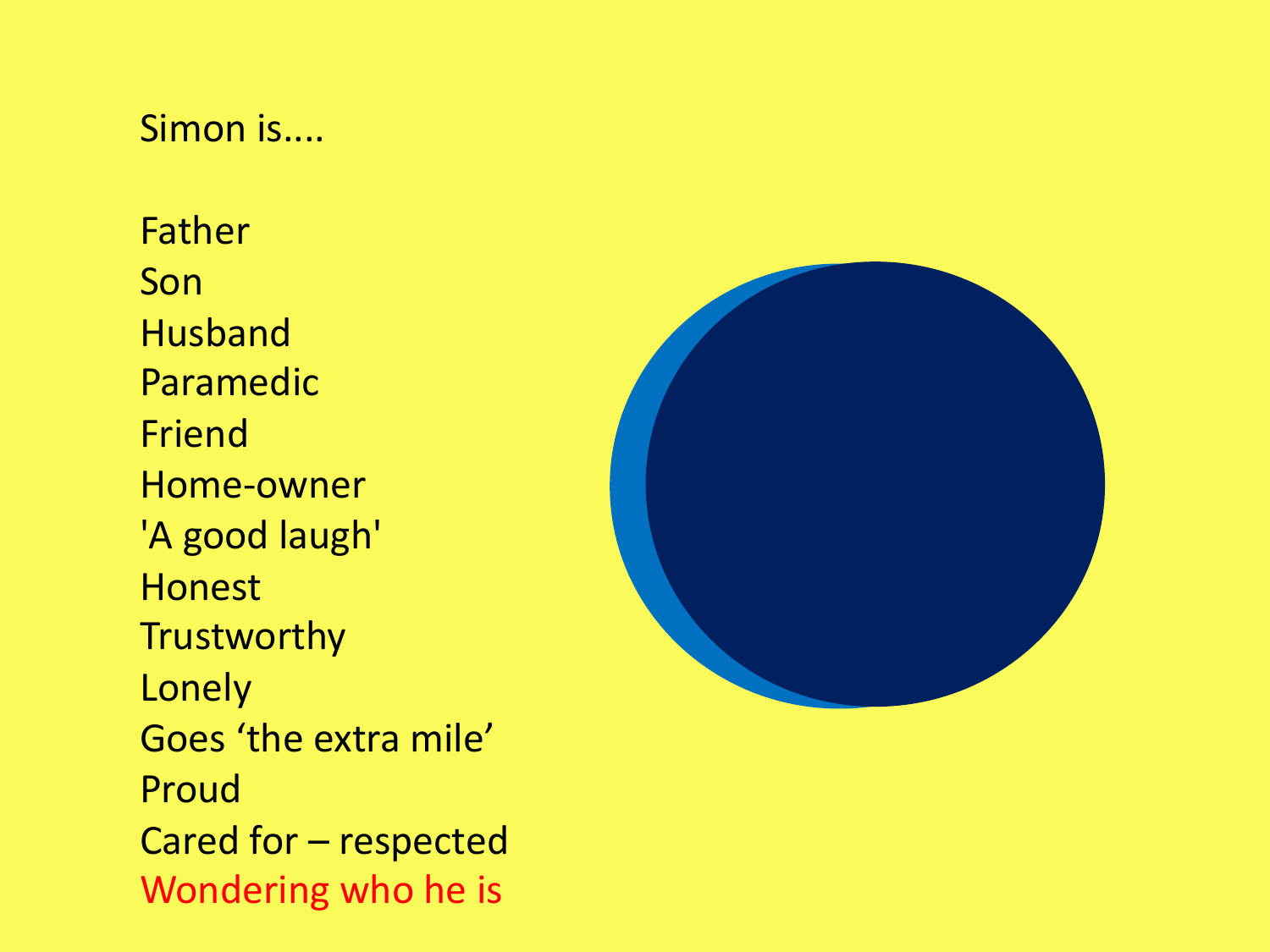Simon is....

Father
Son
Husband
Paramedic
Friend
Home-owner
'A good laugh'
Honest
Trustworthy
Lonely
Goes 'the extra mile'
Proud
Cared for – respected
Wondering who he is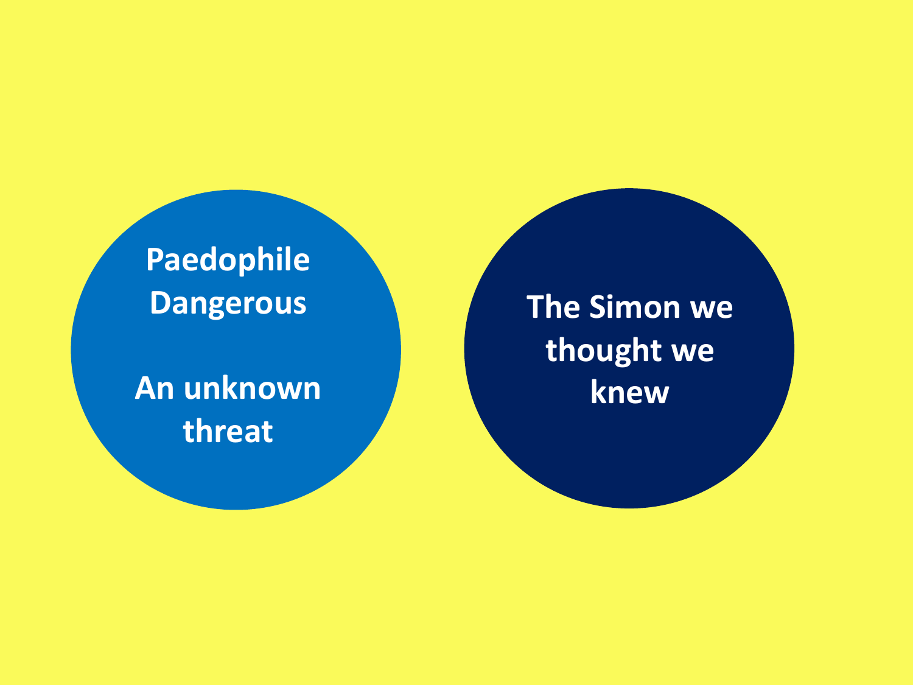Paedophile
Dangerous

An unknown threat

The Simon we thought we knew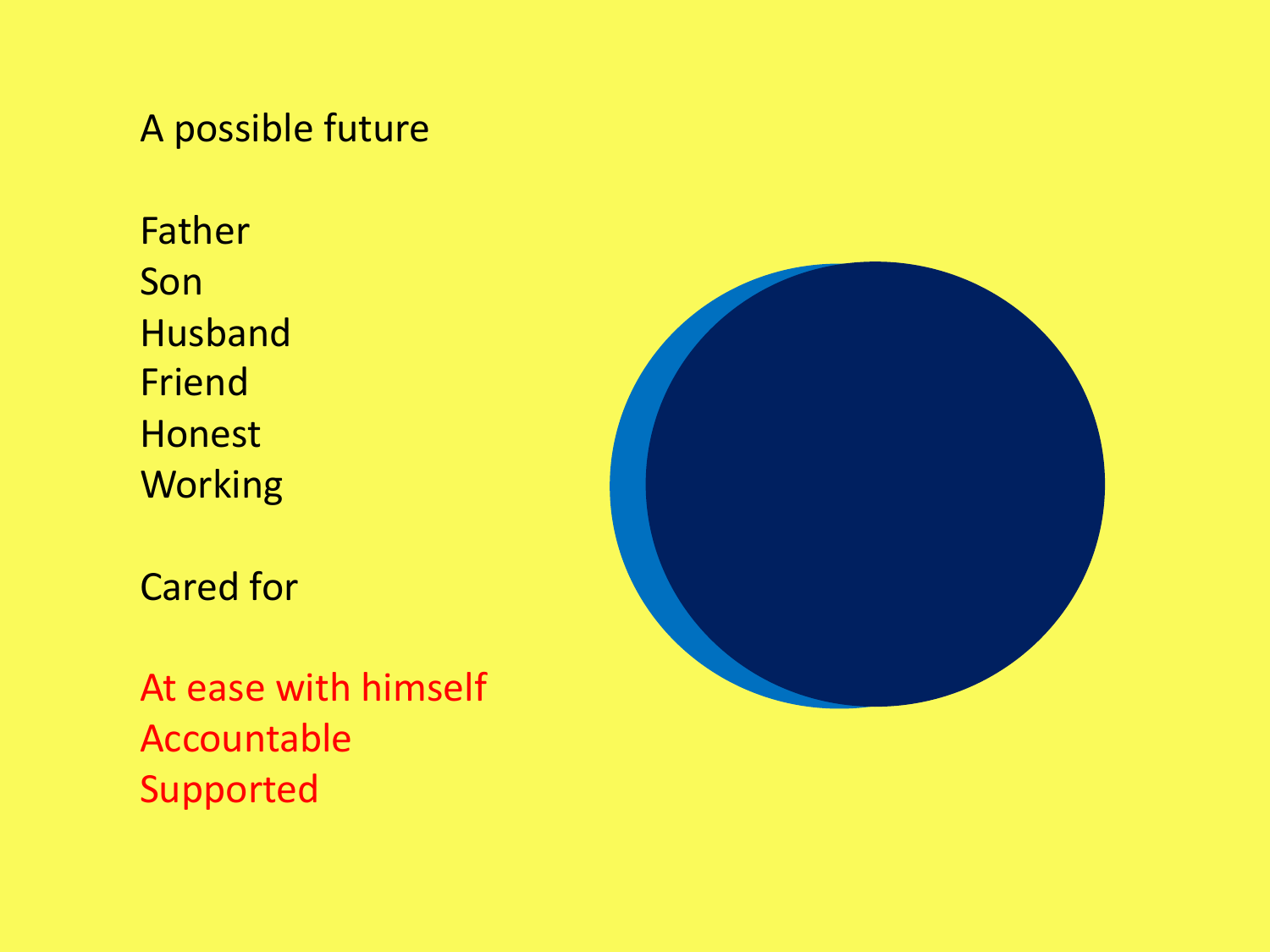A possible future

Father
Son
Husband
Friend
Honest
Working

Cared for

At ease with himself
Accountable
Supported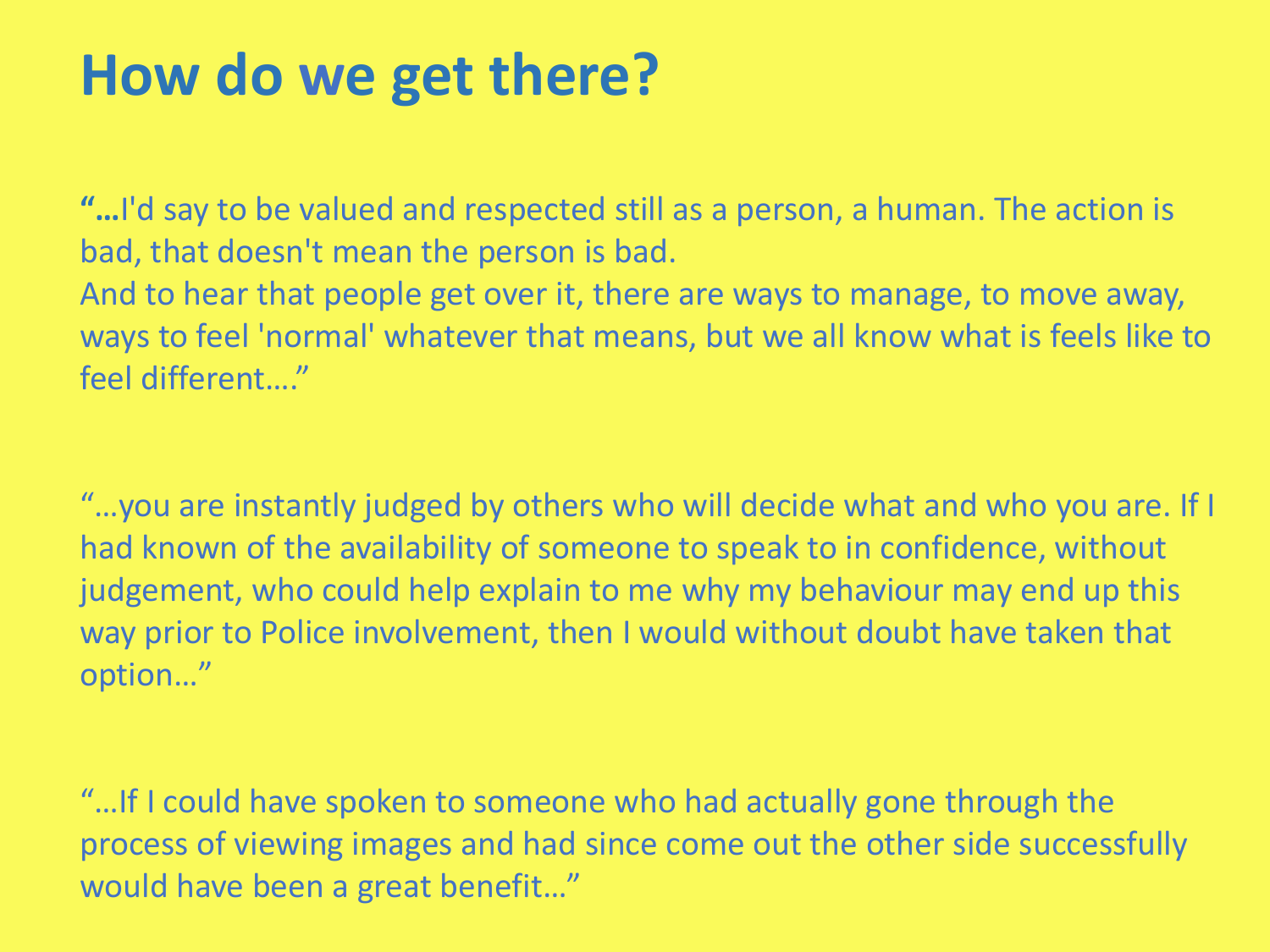# How do we get there?

**"…**I'd say to be valued and respected still as a person, a human. The action is bad, that doesn't mean the person is bad.
And to hear that people get over it, there are ways to manage, to move away, ways to feel 'normal' whatever that means, but we all know what is feels like to feel different…."

"…you are instantly judged by others who will decide what and who you are. If I had known of the availability of someone to speak to in confidence, without judgement, who could help explain to me why my behaviour may end up this way prior to Police involvement, then I would without doubt have taken that option…"

"…If I could have spoken to someone who had actually gone through the process of viewing images and had since come out the other side successfully would have been a great benefit…"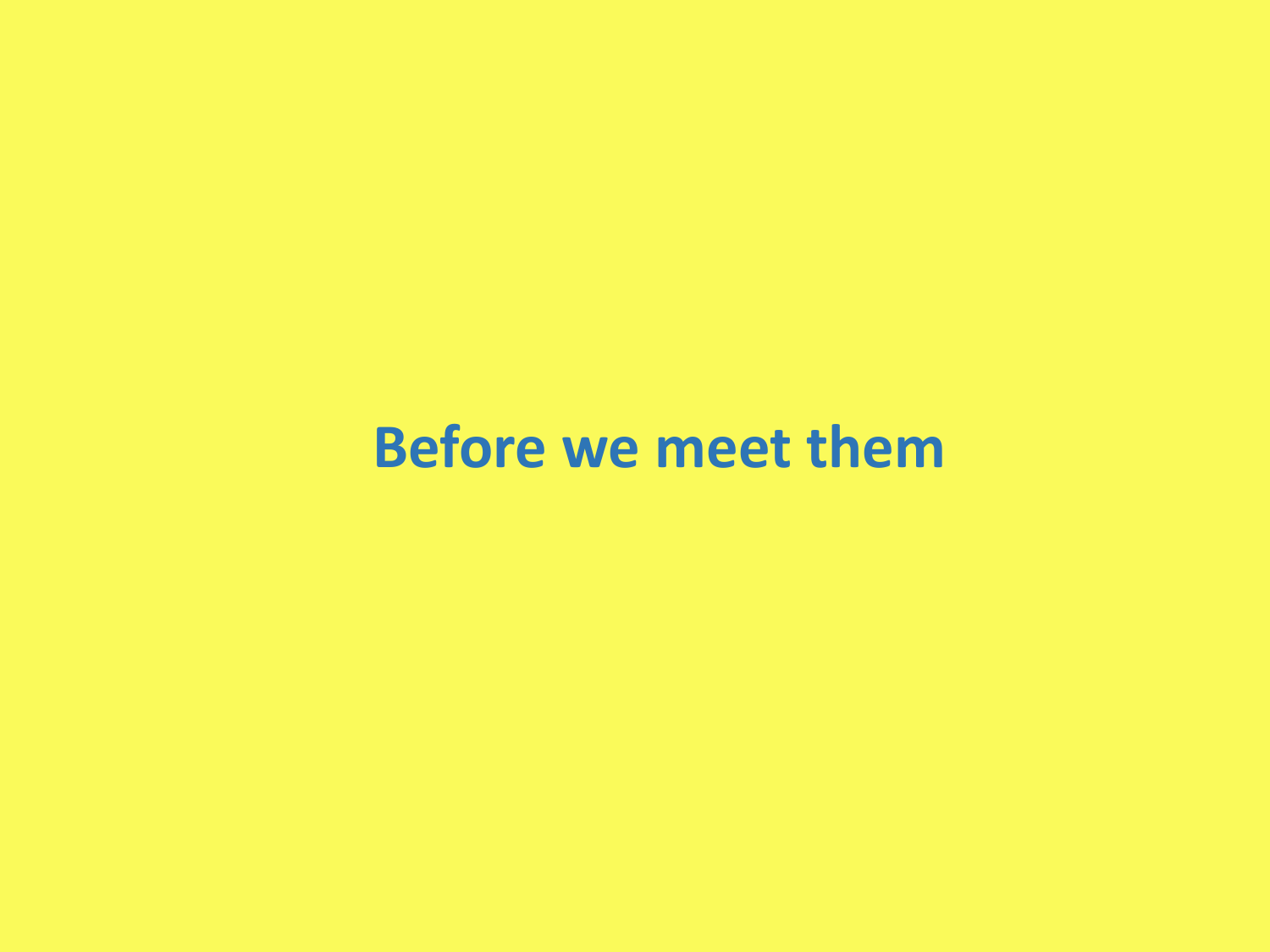# Before we meet them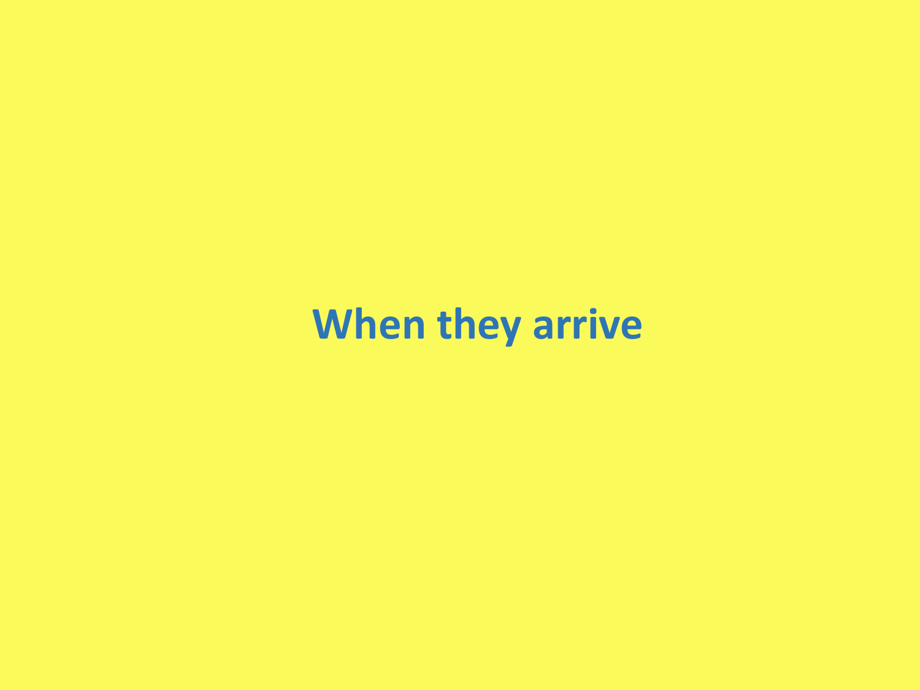# When they arrive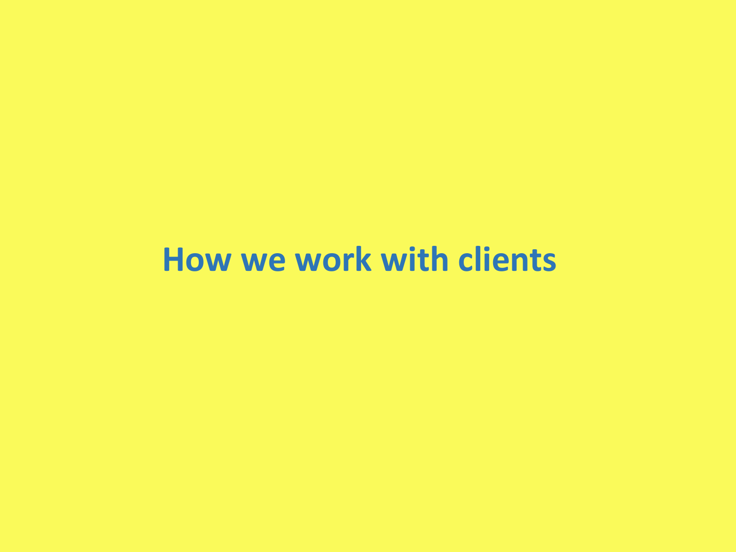# How we work with clients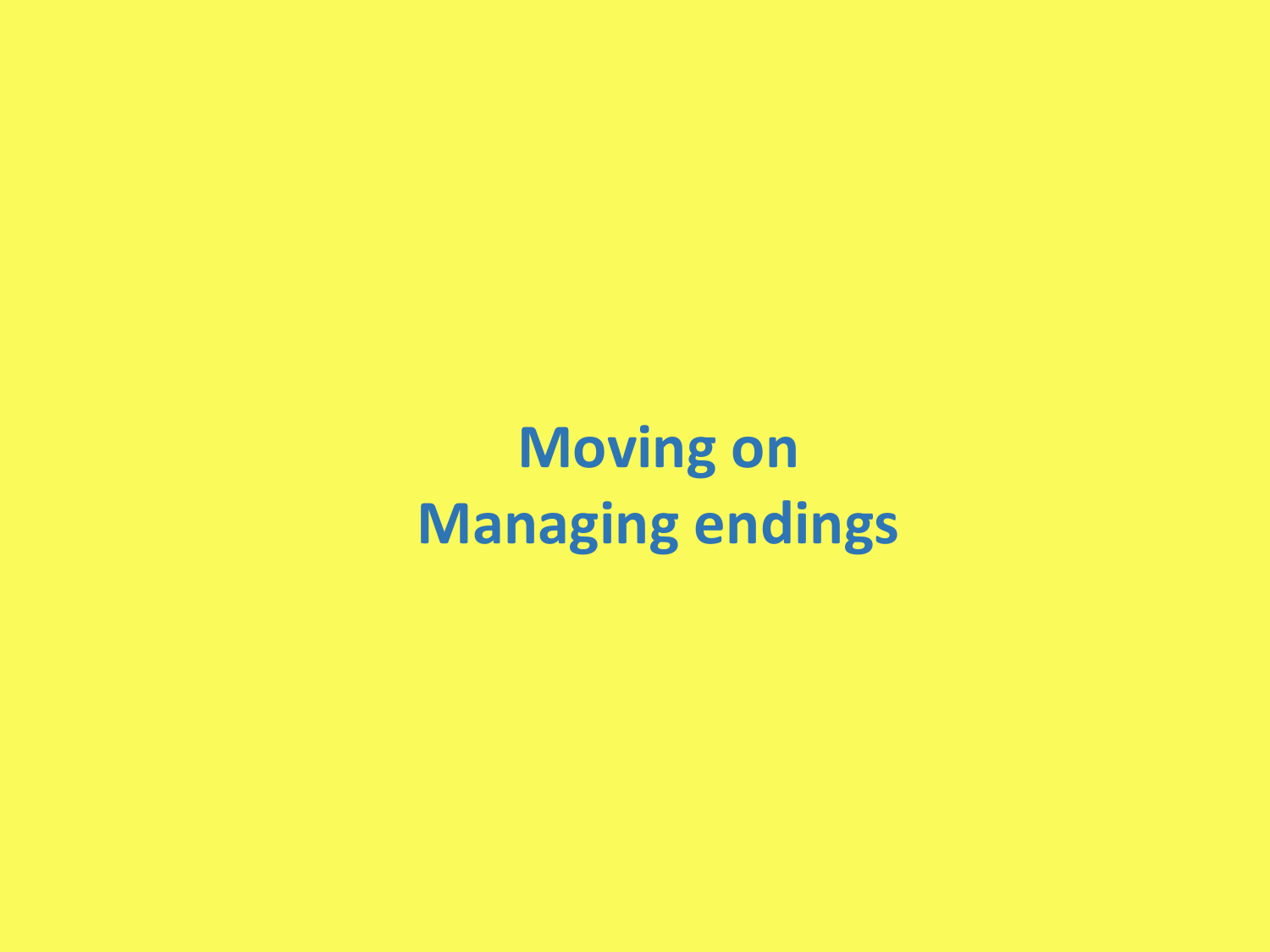# Moving on
# Managing endings